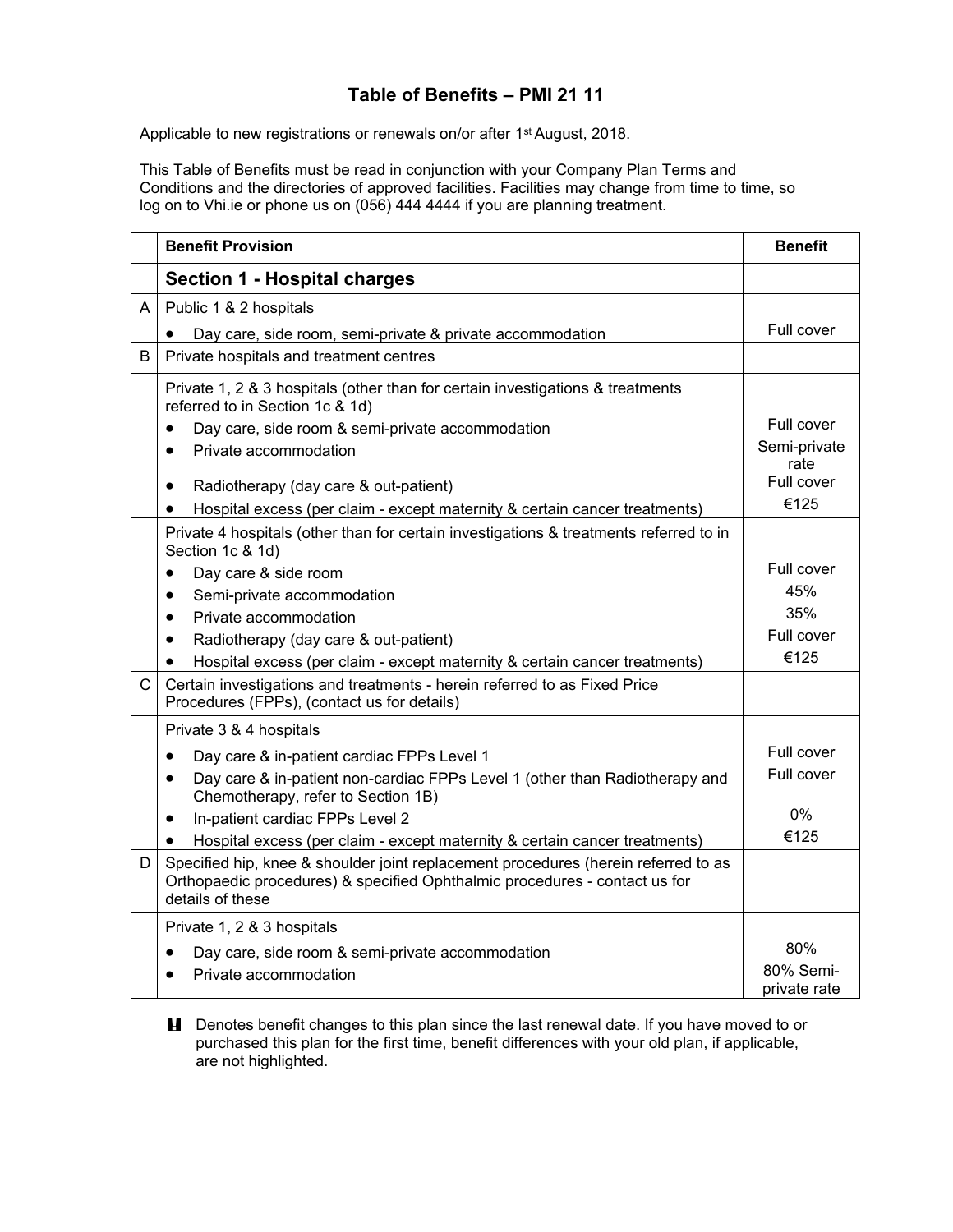# Table of Benefits – PMI 21 11

Applicable to new registrations or renewals on/or after 1st August, 2018.

This Table of Benefits must be read in conjunction with your Company Plan Terms and Conditions and the directories of approved facilities. Facilities may change from time to time, so log on to Vhi.ie or phone us on (056) 444 4444 if you are planning treatment.

| | Benefit Provision | Benefit |
|---|---|---|
| | **Section 1 - Hospital charges** | |
| A | Public 1 & 2 hospitals | |
| | • Day care, side room, semi-private & private accommodation | Full cover |
| B | Private hospitals and treatment centres | |
| | Private 1, 2 & 3 hospitals (other than for certain investigations & treatments referred to in Section 1c & 1d) | |
| | • Day care, side room & semi-private accommodation | Full cover |
| | • Private accommodation | Semi-private rate |
| | • Radiotherapy (day care & out-patient) | Full cover |
| | • Hospital excess (per claim - except maternity & certain cancer treatments) | €125 |
| | Private 4 hospitals (other than for certain investigations & treatments referred to in Section 1c & 1d) | |
| | • Day care & side room | Full cover |
| | • Semi-private accommodation | 45% |
| | • Private accommodation | 35% |
| | • Radiotherapy (day care & out-patient) | Full cover |
| | • Hospital excess (per claim - except maternity & certain cancer treatments) | €125 |
| C | Certain investigations and treatments - herein referred to as Fixed Price Procedures (FPPs), (contact us for details) | |
| | Private 3 & 4 hospitals | |
| | • Day care & in-patient cardiac FPPs Level 1 | Full cover |
| | • Day care & in-patient non-cardiac FPPs Level 1 (other than Radiotherapy and Chemotherapy, refer to Section 1B) | Full cover |
| | • In-patient cardiac FPPs Level 2 | 0% |
| | • Hospital excess (per claim - except maternity & certain cancer treatments) | €125 |
| D | Specified hip, knee & shoulder joint replacement procedures (herein referred to as Orthopaedic procedures) & specified Ophthalmic procedures - contact us for details of these | |
| | Private 1, 2 & 3 hospitals | |
| | • Day care, side room & semi-private accommodation | 80% |
| | • Private accommodation | 80% Semi-private rate |

**!** Denotes benefit changes to this plan since the last renewal date. If you have moved to or purchased this plan for the first time, benefit differences with your old plan, if applicable, are not highlighted.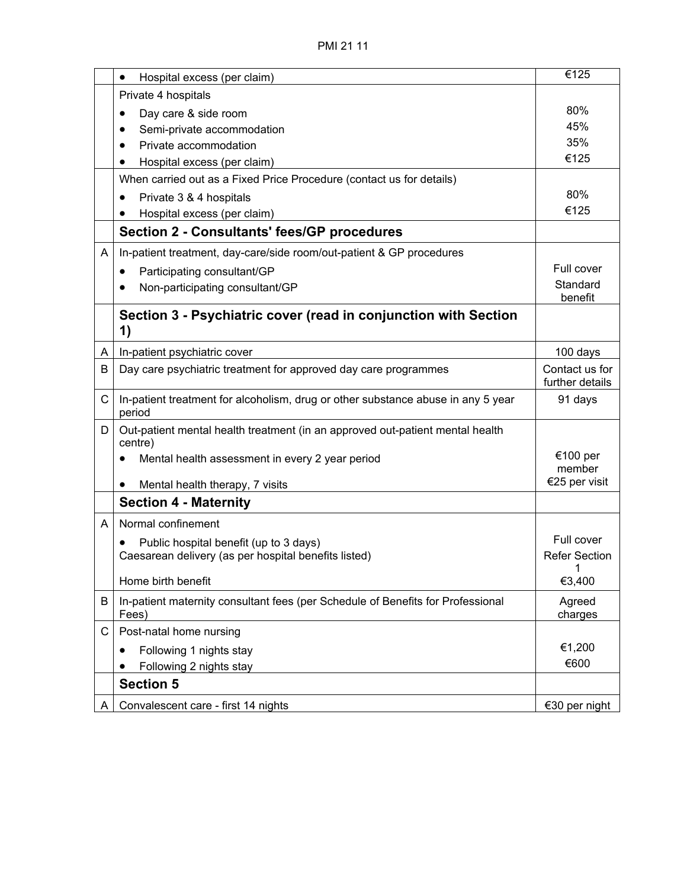| | | |
|---|---|---|
| | • Hospital excess (per claim) | €125 |
| | Private 4 hospitals<br>• Day care & side room<br>• Semi-private accommodation<br>• Private accommodation<br>• Hospital excess (per claim) | <br>80%<br>45%<br>35%<br>€125 |
| | When carried out as a Fixed Price Procedure (contact us for details)<br>• Private 3 & 4 hospitals<br>• Hospital excess (per claim) | <br>80%<br>€125 |
| | **Section 2 - Consultants' fees/GP procedures** | |
| A | In-patient treatment, day-care/side room/out-patient & GP procedures<br>• Participating consultant/GP<br>• Non-participating consultant/GP | <br>Full cover<br>Standard benefit |
| | **Section 3 - Psychiatric cover (read in conjunction with Section 1)** | |
| A | In-patient psychiatric cover | 100 days |
| B | Day care psychiatric treatment for approved day care programmes | Contact us for further details |
| C | In-patient treatment for alcoholism, drug or other substance abuse in any 5 year period | 91 days |
| D | Out-patient mental health treatment (in an approved out-patient mental health centre)<br>• Mental health assessment in every 2 year period<br>• Mental health therapy, 7 visits | <br>€100 per member<br>€25 per visit |
| | **Section 4 - Maternity** | |
| A | Normal confinement<br>• Public hospital benefit (up to 3 days)<br>Caesarean delivery (as per hospital benefits listed)<br>Home birth benefit | <br>Full cover<br>Refer Section 1<br>€3,400 |
| B | In-patient maternity consultant fees (per Schedule of Benefits for Professional Fees) | Agreed charges |
| C | Post-natal home nursing<br>• Following 1 nights stay<br>• Following 2 nights stay | <br>€1,200<br>€600 |
| | **Section 5** | |
| A | Convalescent care - first 14 nights | €30 per night |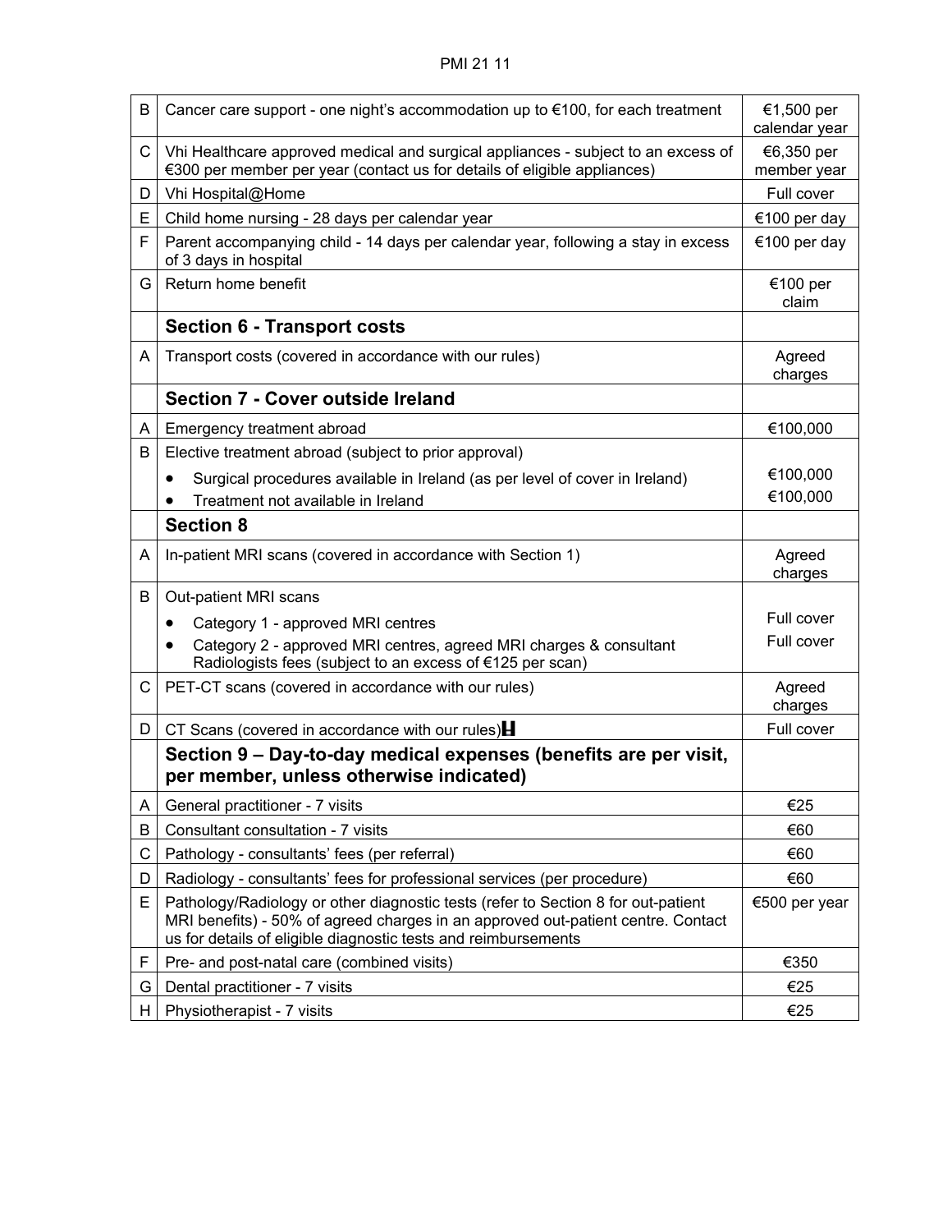| | | |
|---|---|---|
| B | Cancer care support - one night's accommodation up to €100, for each treatment | €1,500 per calendar year |
| C | Vhi Healthcare approved medical and surgical appliances - subject to an excess of €300 per member per year (contact us for details of eligible appliances) | €6,350 per member year |
| D | Vhi Hospital@Home | Full cover |
| E | Child home nursing - 28 days per calendar year | €100 per day |
| F | Parent accompanying child - 14 days per calendar year, following a stay in excess of 3 days in hospital | €100 per day |
| G | Return home benefit | €100 per claim |
| | **Section 6 - Transport costs** | |
| A | Transport costs (covered in accordance with our rules) | Agreed charges |
| | **Section 7 - Cover outside Ireland** | |
| A | Emergency treatment abroad | €100,000 |
| B | Elective treatment abroad (subject to prior approval)<br>• Surgical procedures available in Ireland (as per level of cover in Ireland)<br>• Treatment not available in Ireland | <br>€100,000<br>€100,000 |
| | **Section 8** | |
| A | In-patient MRI scans (covered in accordance with Section 1) | Agreed charges |
| B | Out-patient MRI scans<br>• Category 1 - approved MRI centres<br>• Category 2 - approved MRI centres, agreed MRI charges & consultant Radiologists fees (subject to an excess of €125 per scan) | <br>Full cover<br>Full cover |
| C | PET-CT scans (covered in accordance with our rules) | Agreed charges |
| D | CT Scans (covered in accordance with our rules) | Full cover |
| | **Section 9 – Day-to-day medical expenses (benefits are per visit, per member, unless otherwise indicated)** | |
| A | General practitioner - 7 visits | €25 |
| B | Consultant consultation - 7 visits | €60 |
| C | Pathology - consultants' fees (per referral) | €60 |
| D | Radiology - consultants' fees for professional services (per procedure) | €60 |
| E | Pathology/Radiology or other diagnostic tests (refer to Section 8 for out-patient MRI benefits) - 50% of agreed charges in an approved out-patient centre. Contact us for details of eligible diagnostic tests and reimbursements | €500 per year |
| F | Pre- and post-natal care (combined visits) | €350 |
| G | Dental practitioner - 7 visits | €25 |
| H | Physiotherapist - 7 visits | €25 |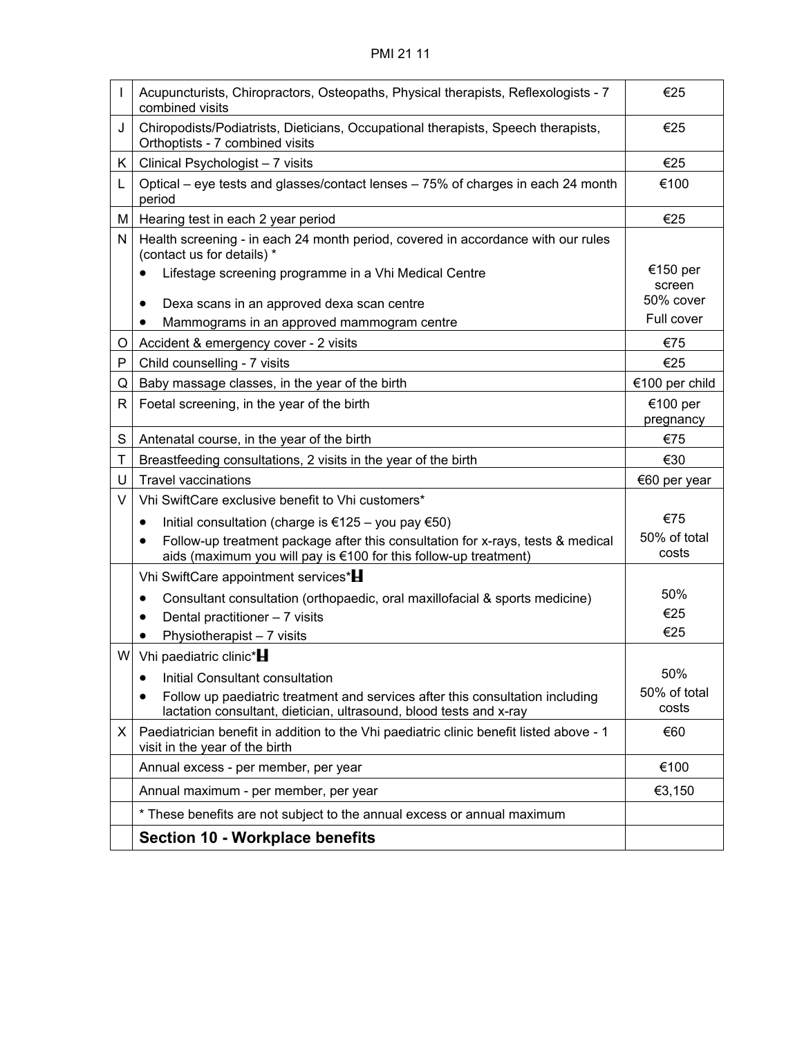| | | |
|---|---|---|
| I | Acupuncturists, Chiropractors, Osteopaths, Physical therapists, Reflexologists - 7 combined visits | €25 |
| J | Chiropodists/Podiatrists, Dieticians, Occupational therapists, Speech therapists, Orthoptists - 7 combined visits | €25 |
| K | Clinical Psychologist – 7 visits | €25 |
| L | Optical – eye tests and glasses/contact lenses – 75% of charges in each 24 month period | €100 |
| M | Hearing test in each 2 year period | €25 |
| N | Health screening - in each 24 month period, covered in accordance with our rules (contact us for details) *<br>• Lifestage screening programme in a Vhi Medical Centre<br>• Dexa scans in an approved dexa scan centre<br>• Mammograms in an approved mammogram centre | <br>€150 per screen<br>50% cover<br>Full cover |
| O | Accident & emergency cover - 2 visits | €75 |
| P | Child counselling - 7 visits | €25 |
| Q | Baby massage classes, in the year of the birth | €100 per child |
| R | Foetal screening, in the year of the birth | €100 per pregnancy |
| S | Antenatal course, in the year of the birth | €75 |
| T | Breastfeeding consultations, 2 visits in the year of the birth | €30 |
| U | Travel vaccinations | €60 per year |
| V | Vhi SwiftCare exclusive benefit to Vhi customers*<br>• Initial consultation (charge is €125 – you pay €50)<br>• Follow-up treatment package after this consultation for x-rays, tests & medical aids (maximum you will pay is €100 for this follow-up treatment) | <br>€75<br>50% of total costs |
| | Vhi SwiftCare appointment services*<br>• Consultant consultation (orthopaedic, oral maxillofacial & sports medicine)<br>• Dental practitioner – 7 visits<br>• Physiotherapist – 7 visits | <br>50%<br>€25<br>€25 |
| W | Vhi paediatric clinic*<br>• Initial Consultant consultation<br>• Follow up paediatric treatment and services after this consultation including lactation consultant, dietician, ultrasound, blood tests and x-ray | <br>50%<br>50% of total costs |
| X | Paediatrician benefit in addition to the Vhi paediatric clinic benefit listed above - 1 visit in the year of the birth | €60 |
| | Annual excess - per member, per year | €100 |
| | Annual maximum - per member, per year | €3,150 |
| | * These benefits are not subject to the annual excess or annual maximum | |
| | **Section 10 - Workplace benefits** | |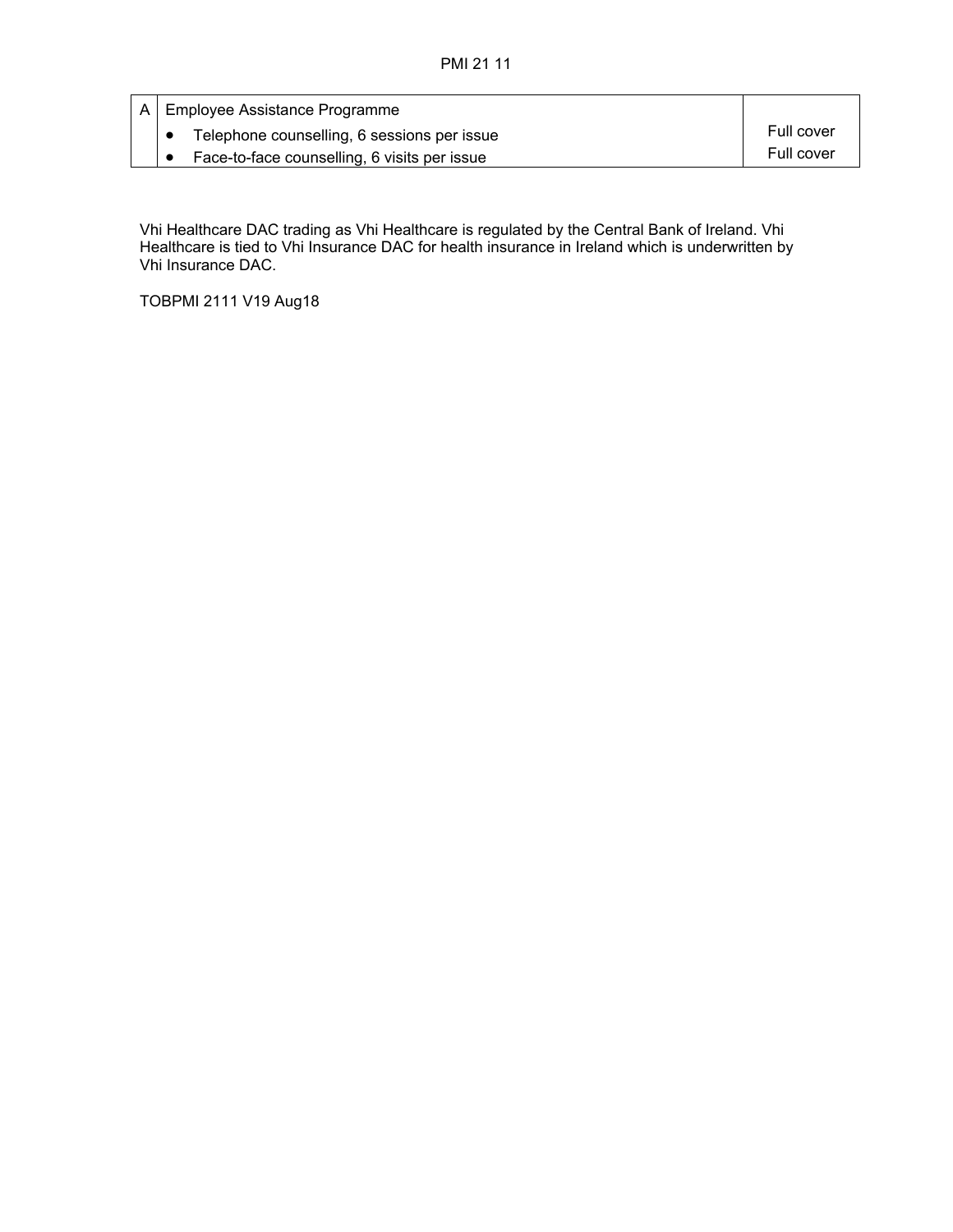| | | |
|---|---|---|
| A | Employee Assistance Programme<br>• Telephone counselling, 6 sessions per issue<br>• Face-to-face counselling, 6 visits per issue | <br>Full cover<br>Full cover |

Vhi Healthcare DAC trading as Vhi Healthcare is regulated by the Central Bank of Ireland. Vhi Healthcare is tied to Vhi Insurance DAC for health insurance in Ireland which is underwritten by Vhi Insurance DAC.

TOBPMI 2111 V19 Aug18